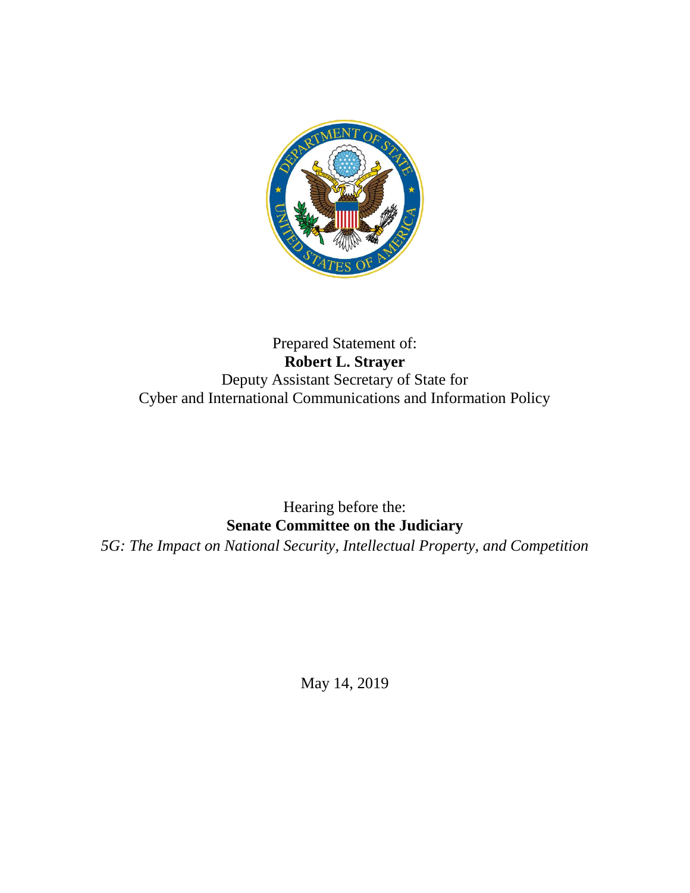Prepared Statement of:

**Robert L. Strayer**

Deputy Assistant Secretary of State for
Cyber and International Communications and Information Policy

Hearing before the:

**Senate Committee on the Judiciary**

*5G: The Impact on National Security, Intellectual Property, and Competition*

May 14, 2019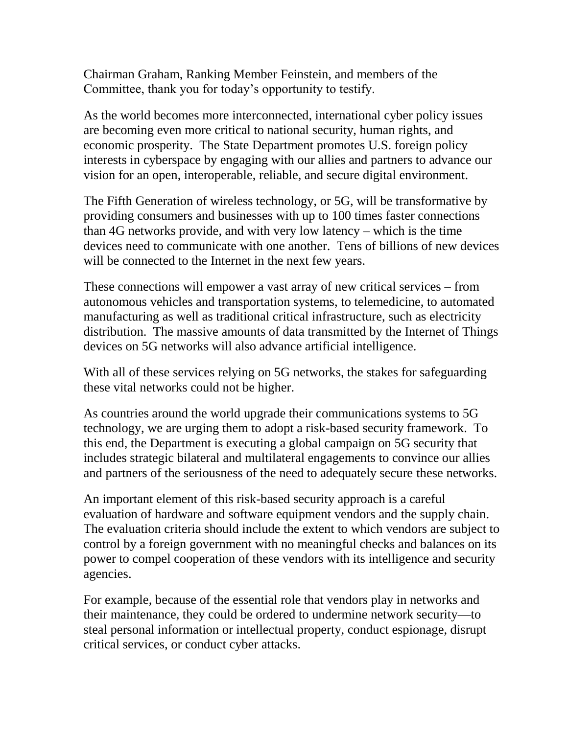Chairman Graham, Ranking Member Feinstein, and members of the Committee, thank you for today's opportunity to testify.

As the world becomes more interconnected, international cyber policy issues are becoming even more critical to national security, human rights, and economic prosperity. The State Department promotes U.S. foreign policy interests in cyberspace by engaging with our allies and partners to advance our vision for an open, interoperable, reliable, and secure digital environment.

The Fifth Generation of wireless technology, or 5G, will be transformative by providing consumers and businesses with up to 100 times faster connections than 4G networks provide, and with very low latency – which is the time devices need to communicate with one another. Tens of billions of new devices will be connected to the Internet in the next few years.

These connections will empower a vast array of new critical services – from autonomous vehicles and transportation systems, to telemedicine, to automated manufacturing as well as traditional critical infrastructure, such as electricity distribution. The massive amounts of data transmitted by the Internet of Things devices on 5G networks will also advance artificial intelligence.

With all of these services relying on 5G networks, the stakes for safeguarding these vital networks could not be higher.

As countries around the world upgrade their communications systems to 5G technology, we are urging them to adopt a risk-based security framework. To this end, the Department is executing a global campaign on 5G security that includes strategic bilateral and multilateral engagements to convince our allies and partners of the seriousness of the need to adequately secure these networks.

An important element of this risk-based security approach is a careful evaluation of hardware and software equipment vendors and the supply chain. The evaluation criteria should include the extent to which vendors are subject to control by a foreign government with no meaningful checks and balances on its power to compel cooperation of these vendors with its intelligence and security agencies.

For example, because of the essential role that vendors play in networks and their maintenance, they could be ordered to undermine network security—to steal personal information or intellectual property, conduct espionage, disrupt critical services, or conduct cyber attacks.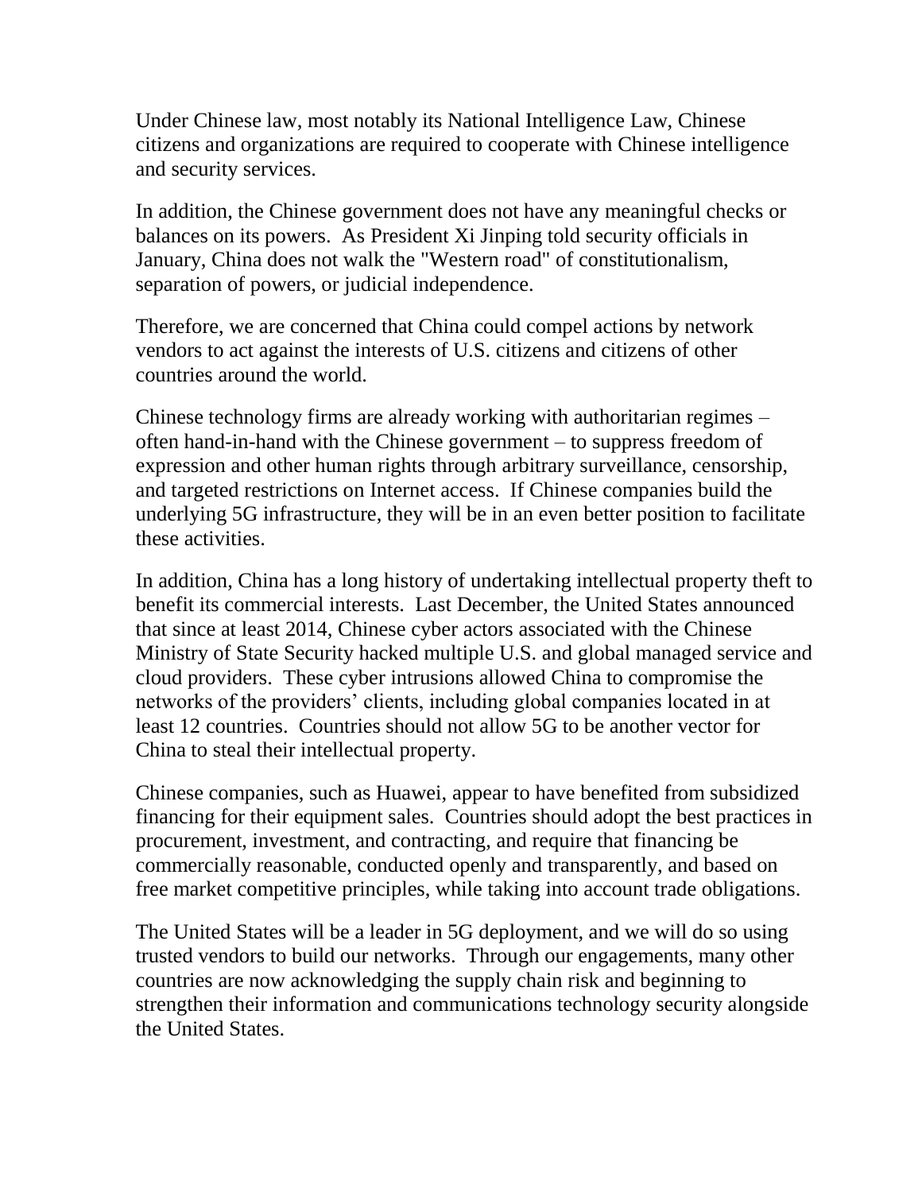Under Chinese law, most notably its National Intelligence Law, Chinese citizens and organizations are required to cooperate with Chinese intelligence and security services.

In addition, the Chinese government does not have any meaningful checks or balances on its powers. As President Xi Jinping told security officials in January, China does not walk the "Western road" of constitutionalism, separation of powers, or judicial independence.

Therefore, we are concerned that China could compel actions by network vendors to act against the interests of U.S. citizens and citizens of other countries around the world.

Chinese technology firms are already working with authoritarian regimes – often hand-in-hand with the Chinese government – to suppress freedom of expression and other human rights through arbitrary surveillance, censorship, and targeted restrictions on Internet access. If Chinese companies build the underlying 5G infrastructure, they will be in an even better position to facilitate these activities.

In addition, China has a long history of undertaking intellectual property theft to benefit its commercial interests. Last December, the United States announced that since at least 2014, Chinese cyber actors associated with the Chinese Ministry of State Security hacked multiple U.S. and global managed service and cloud providers. These cyber intrusions allowed China to compromise the networks of the providers' clients, including global companies located in at least 12 countries. Countries should not allow 5G to be another vector for China to steal their intellectual property.

Chinese companies, such as Huawei, appear to have benefited from subsidized financing for their equipment sales. Countries should adopt the best practices in procurement, investment, and contracting, and require that financing be commercially reasonable, conducted openly and transparently, and based on free market competitive principles, while taking into account trade obligations.

The United States will be a leader in 5G deployment, and we will do so using trusted vendors to build our networks. Through our engagements, many other countries are now acknowledging the supply chain risk and beginning to strengthen their information and communications technology security alongside the United States.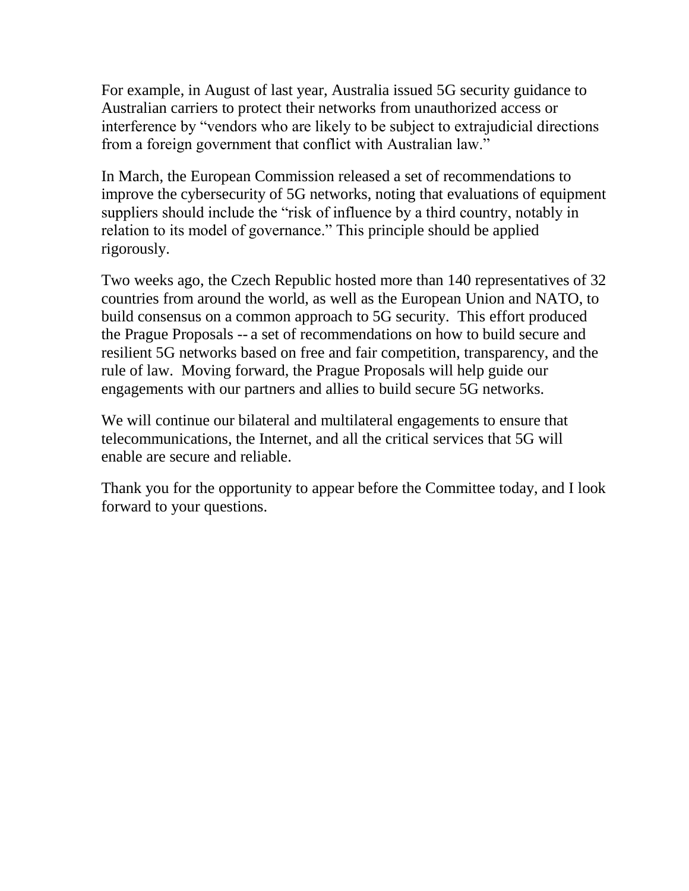For example, in August of last year, Australia issued 5G security guidance to Australian carriers to protect their networks from unauthorized access or interference by "vendors who are likely to be subject to extrajudicial directions from a foreign government that conflict with Australian law."

In March, the European Commission released a set of recommendations to improve the cybersecurity of 5G networks, noting that evaluations of equipment suppliers should include the "risk of influence by a third country, notably in relation to its model of governance." This principle should be applied rigorously.

Two weeks ago, the Czech Republic hosted more than 140 representatives of 32 countries from around the world, as well as the European Union and NATO, to build consensus on a common approach to 5G security. This effort produced the Prague Proposals -- a set of recommendations on how to build secure and resilient 5G networks based on free and fair competition, transparency, and the rule of law. Moving forward, the Prague Proposals will help guide our engagements with our partners and allies to build secure 5G networks.

We will continue our bilateral and multilateral engagements to ensure that telecommunications, the Internet, and all the critical services that 5G will enable are secure and reliable.

Thank you for the opportunity to appear before the Committee today, and I look forward to your questions.